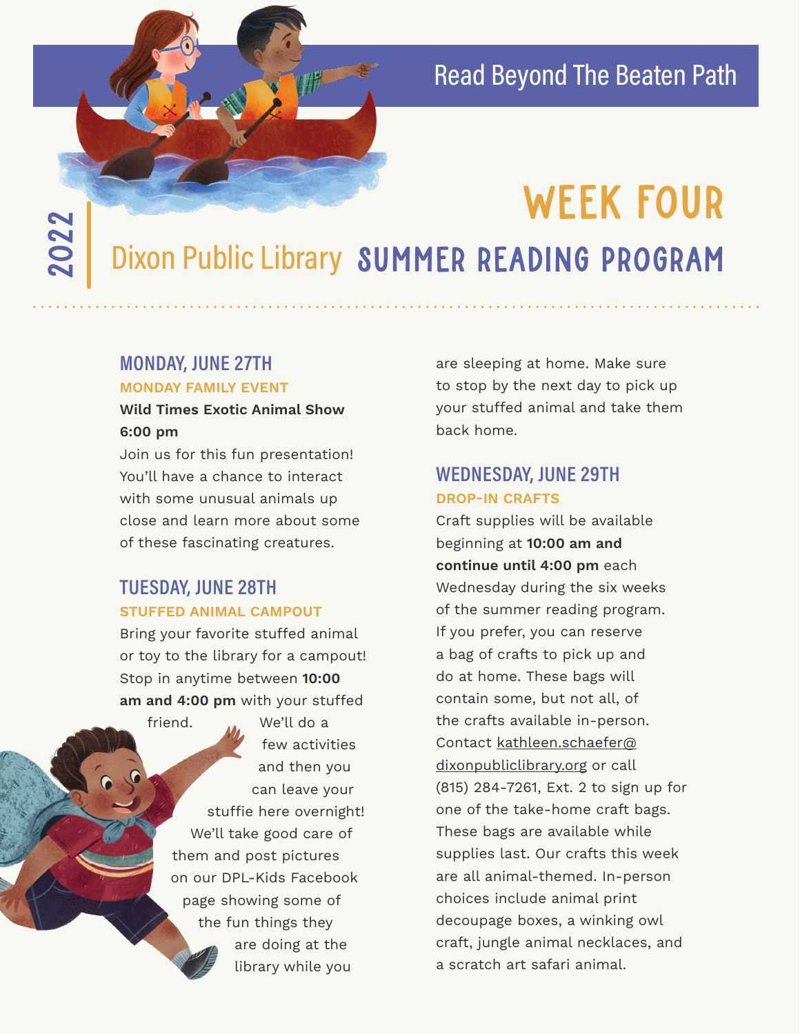Read Beyond The Beaten Path

# WEEK FOUR

2022 Dixon Public Library **SUMMER READING PROGRAM**

## MONDAY, JUNE 27TH

### MONDAY FAMILY EVENT

**Wild Times Exotic Animal Show**
**6:00 pm**

Join us for this fun presentation! You'll have a chance to interact with some unusual animals up close and learn more about some of these fascinating creatures.

## TUESDAY, JUNE 28TH

### STUFFED ANIMAL CAMPOUT

Bring your favorite stuffed animal or toy to the library for a campout! Stop in anytime between **10:00 am and 4:00 pm** with your stuffed friend. We'll do a few activities and then you can leave your stuffie here overnight! We'll take good care of them and post pictures on our DPL-Kids Facebook page showing some of the fun things they are doing at the library while you are sleeping at home. Make sure to stop by the next day to pick up your stuffed animal and take them back home.

## WEDNESDAY, JUNE 29TH

### DROP-IN CRAFTS

Craft supplies will be available beginning at **10:00 am and continue until 4:00 pm** each Wednesday during the six weeks of the summer reading program. If you prefer, you can reserve a bag of crafts to pick up and do at home. These bags will contain some, but not all, of the crafts available in-person. Contact kathleen.schaefer@dixonpubliclibrary.org or call (815) 284-7261, Ext. 2 to sign up for one of the take-home craft bags. These bags are available while supplies last. Our crafts this week are all animal-themed. In-person choices include animal print decoupage boxes, a winking owl craft, jungle animal necklaces, and a scratch art safari animal.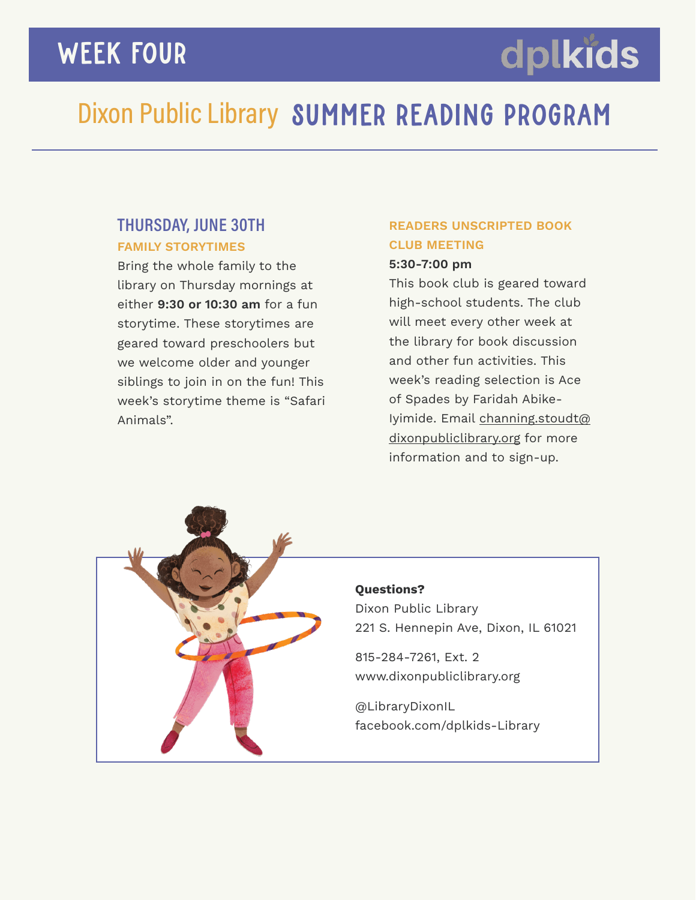# WEEK FOUR

dplkids

## Dixon Public Library SUMMER READING PROGRAM

### THURSDAY, JUNE 30TH

**FAMILY STORYTIMES**

Bring the whole family to the library on Thursday mornings at either **9:30 or 10:30 am** for a fun storytime. These storytimes are geared toward preschoolers but we welcome older and younger siblings to join in on the fun! This week's storytime theme is "Safari Animals".

**READERS UNSCRIPTED BOOK CLUB MEETING**

**5:30-7:00 pm**

This book club is geared toward high-school students. The club will meet every other week at the library for book discussion and other fun activities. This week's reading selection is Ace of Spades by Faridah Abike-Iyimide. Email channing.stoudt@dixonpubliclibrary.org for more information and to sign-up.

**Questions?**

Dixon Public Library
221 S. Hennepin Ave, Dixon, IL 61021

815-284-7261, Ext. 2
www.dixonpubliclibrary.org

@LibraryDixonIL
facebook.com/dplkids-Library